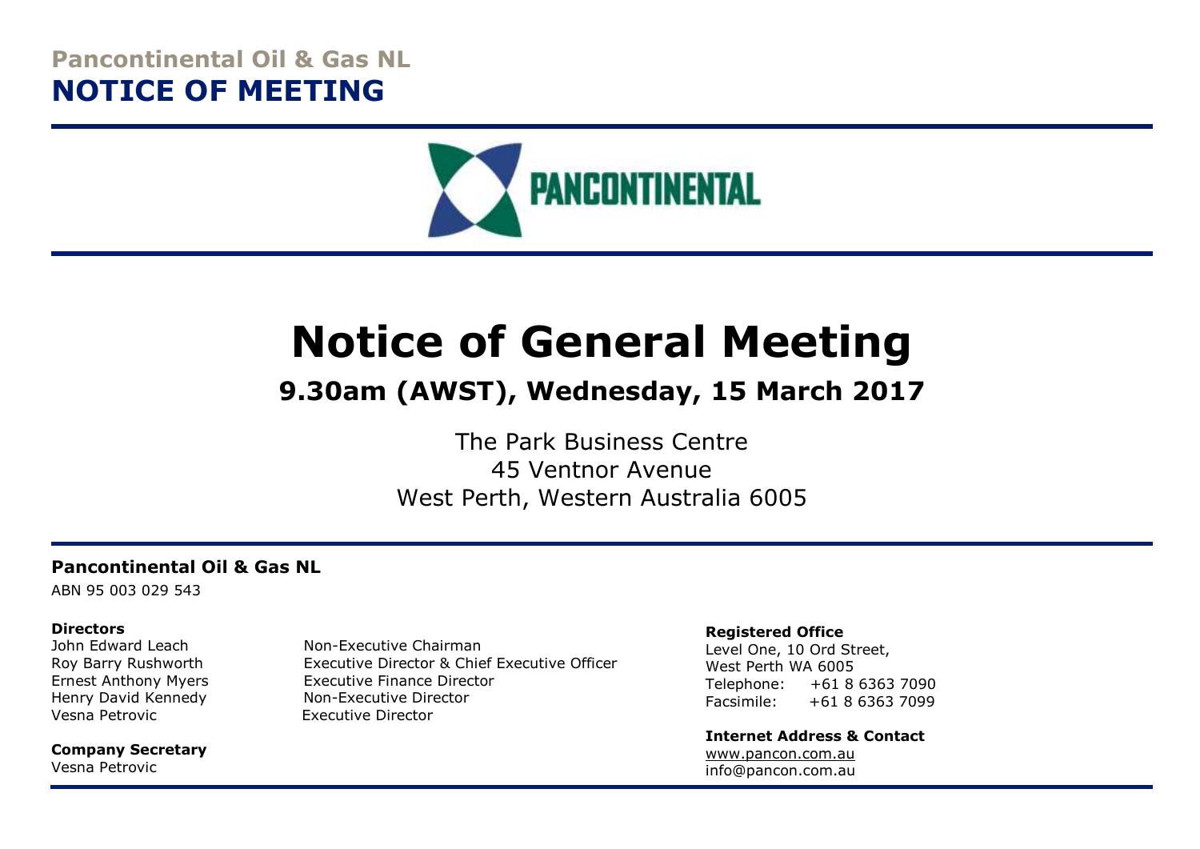**Pancontinental Oil & Gas NL**

# NOTICE OF MEETING

# Notice of General Meeting

## 9.30am (AWST), Wednesday, 15 March 2017

The Park Business Centre
45 Ventnor Avenue
West Perth, Western Australia 6005

**Pancontinental Oil & Gas NL**

ABN 95 003 029 543

**Directors**

| | |
|---|---|
| John Edward Leach | Non-Executive Chairman |
| Roy Barry Rushworth | Executive Director & Chief Executive Officer |
| Ernest Anthony Myers | Executive Finance Director |
| Henry David Kennedy | Non-Executive Director |
| Vesna Petrovic | Executive Director |

**Company Secretary**

Vesna Petrovic

**Registered Office**

Level One, 10 Ord Street,
West Perth WA 6005
Telephone: +61 8 6363 7090
Facsimile: +61 8 6363 7099

**Internet Address & Contact**

www.pancon.com.au
info@pancon.com.au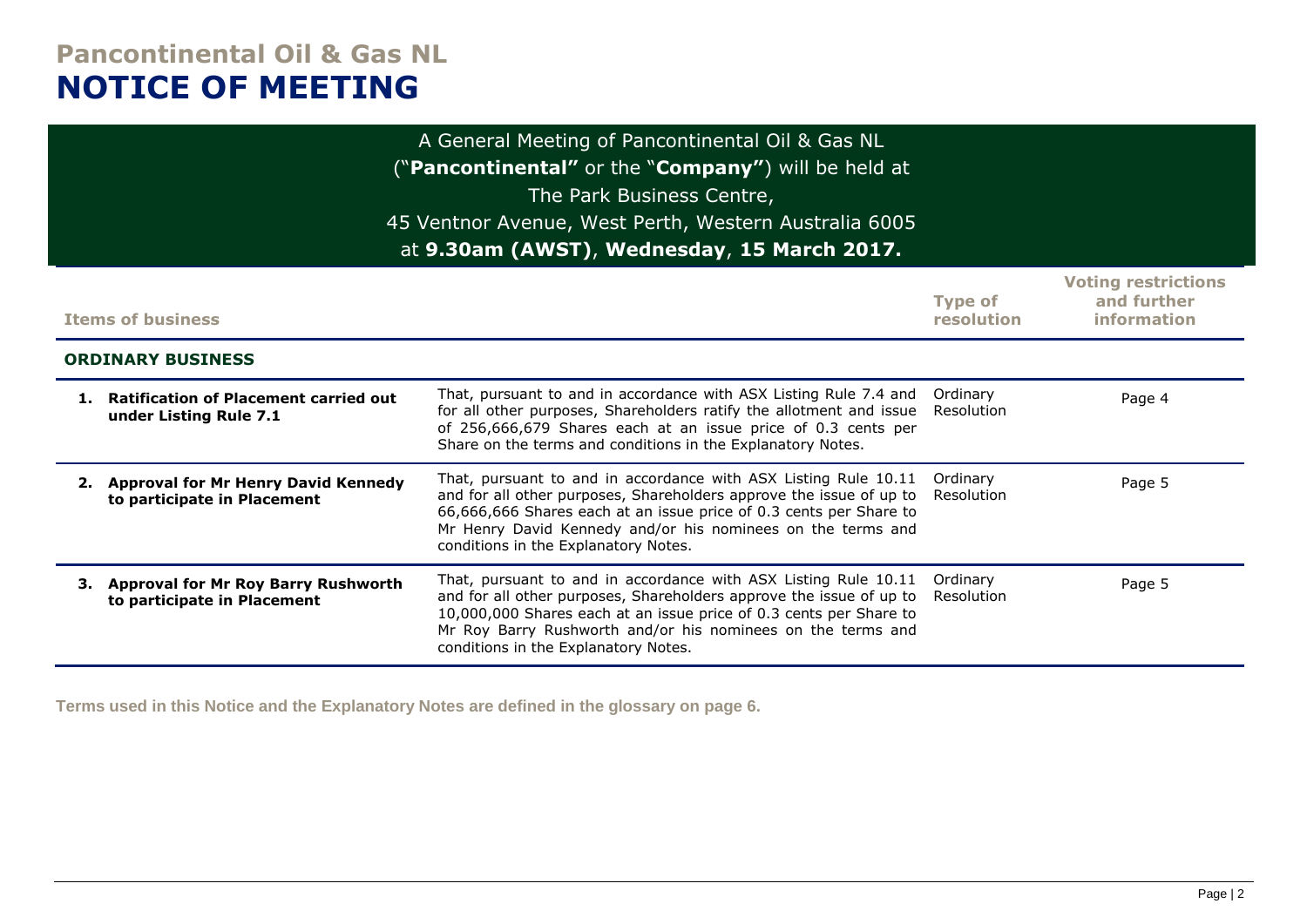# Pancontinental Oil & Gas NL

# NOTICE OF MEETING

A General Meeting of Pancontinental Oil & Gas NL ("**Pancontinental"** or the "**Company"**) will be held at The Park Business Centre, 45 Ventnor Avenue, West Perth, Western Australia 6005 at **9.30am (AWST)**, **Wednesday**, **15 March 2017.**

| Items of business | | Type of resolution | Voting restrictions and further information |
|---|---|---|---|
| **ORDINARY BUSINESS** | | | |
| **1. Ratification of Placement carried out under Listing Rule 7.1** | That, pursuant to and in accordance with ASX Listing Rule 7.4 and for all other purposes, Shareholders ratify the allotment and issue of 256,666,679 Shares each at an issue price of 0.3 cents per Share on the terms and conditions in the Explanatory Notes. | Ordinary Resolution | Page 4 |
| **2. Approval for Mr Henry David Kennedy to participate in Placement** | That, pursuant to and in accordance with ASX Listing Rule 10.11 and for all other purposes, Shareholders approve the issue of up to 66,666,666 Shares each at an issue price of 0.3 cents per Share to Mr Henry David Kennedy and/or his nominees on the terms and conditions in the Explanatory Notes. | Ordinary Resolution | Page 5 |
| **3. Approval for Mr Roy Barry Rushworth to participate in Placement** | That, pursuant to and in accordance with ASX Listing Rule 10.11 and for all other purposes, Shareholders approve the issue of up to 10,000,000 Shares each at an issue price of 0.3 cents per Share to Mr Roy Barry Rushworth and/or his nominees on the terms and conditions in the Explanatory Notes. | Ordinary Resolution | Page 5 |

**Terms used in this Notice and the Explanatory Notes are defined in the glossary on page 6.**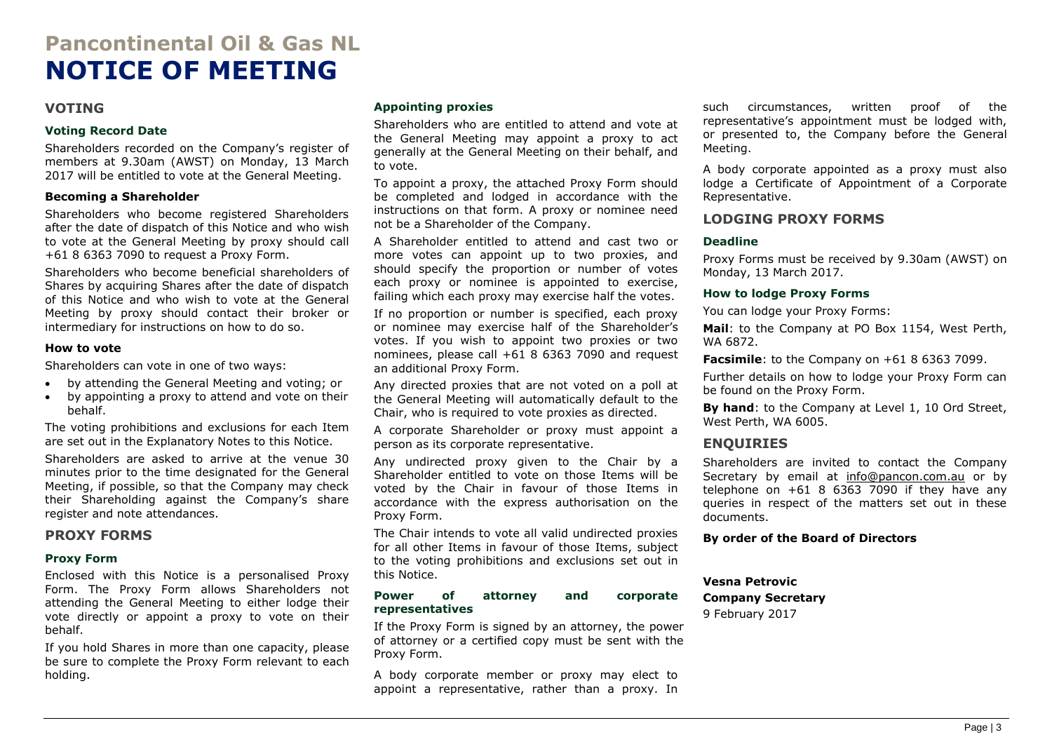# Pancontinental Oil & Gas NL

# NOTICE OF MEETING

## VOTING

### Voting Record Date

Shareholders recorded on the Company's register of members at 9.30am (AWST) on Monday, 13 March 2017 will be entitled to vote at the General Meeting.

### Becoming a Shareholder

Shareholders who become registered Shareholders after the date of dispatch of this Notice and who wish to vote at the General Meeting by proxy should call +61 8 6363 7090 to request a Proxy Form.

Shareholders who become beneficial shareholders of Shares by acquiring Shares after the date of dispatch of this Notice and who wish to vote at the General Meeting by proxy should contact their broker or intermediary for instructions on how to do so.

### How to vote

Shareholders can vote in one of two ways:

- by attending the General Meeting and voting; or
- by appointing a proxy to attend and vote on their behalf.

The voting prohibitions and exclusions for each Item are set out in the Explanatory Notes to this Notice.

Shareholders are asked to arrive at the venue 30 minutes prior to the time designated for the General Meeting, if possible, so that the Company may check their Shareholding against the Company's share register and note attendances.

## PROXY FORMS

### Proxy Form

Enclosed with this Notice is a personalised Proxy Form. The Proxy Form allows Shareholders not attending the General Meeting to either lodge their vote directly or appoint a proxy to vote on their behalf.

If you hold Shares in more than one capacity, please be sure to complete the Proxy Form relevant to each holding.

### Appointing proxies

Shareholders who are entitled to attend and vote at the General Meeting may appoint a proxy to act generally at the General Meeting on their behalf, and to vote.

To appoint a proxy, the attached Proxy Form should be completed and lodged in accordance with the instructions on that form. A proxy or nominee need not be a Shareholder of the Company.

A Shareholder entitled to attend and cast two or more votes can appoint up to two proxies, and should specify the proportion or number of votes each proxy or nominee is appointed to exercise, failing which each proxy may exercise half the votes.

If no proportion or number is specified, each proxy or nominee may exercise half of the Shareholder's votes. If you wish to appoint two proxies or two nominees, please call +61 8 6363 7090 and request an additional Proxy Form.

Any directed proxies that are not voted on a poll at the General Meeting will automatically default to the Chair, who is required to vote proxies as directed.

A corporate Shareholder or proxy must appoint a person as its corporate representative.

Any undirected proxy given to the Chair by a Shareholder entitled to vote on those Items will be voted by the Chair in favour of those Items in accordance with the express authorisation on the Proxy Form.

The Chair intends to vote all valid undirected proxies for all other Items in favour of those Items, subject to the voting prohibitions and exclusions set out in this Notice.

### Power of attorney and corporate representatives

If the Proxy Form is signed by an attorney, the power of attorney or a certified copy must be sent with the Proxy Form.

A body corporate member or proxy may elect to appoint a representative, rather than a proxy. In such circumstances, written proof of the representative's appointment must be lodged with, or presented to, the Company before the General Meeting.

A body corporate appointed as a proxy must also lodge a Certificate of Appointment of a Corporate Representative.

## LODGING PROXY FORMS

### Deadline

Proxy Forms must be received by 9.30am (AWST) on Monday, 13 March 2017.

### How to lodge Proxy Forms

You can lodge your Proxy Forms:

**Mail**: to the Company at PO Box 1154, West Perth, WA 6872.

**Facsimile**: to the Company on +61 8 6363 7099.

Further details on how to lodge your Proxy Form can be found on the Proxy Form.

**By hand**: to the Company at Level 1, 10 Ord Street, West Perth, WA 6005.

## ENQUIRIES

Shareholders are invited to contact the Company Secretary by email at info@pancon.com.au or by telephone on +61 8 6363 7090 if they have any queries in respect of the matters set out in these documents.

**By order of the Board of Directors**

**Vesna Petrovic**
**Company Secretary**
9 February 2017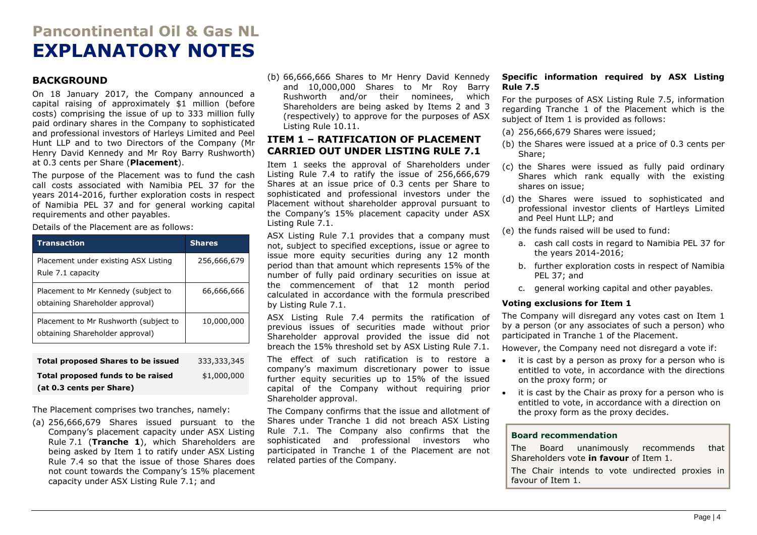# Pancontinental Oil & Gas NL

# EXPLANATORY NOTES

## BACKGROUND

On 18 January 2017, the Company announced a capital raising of approximately $1 million (before costs) comprising the issue of up to 333 million fully paid ordinary shares in the Company to sophisticated and professional investors of Harleys Limited and Peel Hunt LLP and to two Directors of the Company (Mr Henry David Kennedy and Mr Roy Barry Rushworth) at 0.3 cents per Share (**Placement**).

The purpose of the Placement was to fund the cash call costs associated with Namibia PEL 37 for the years 2014-2016, further exploration costs in respect of Namibia PEL 37 and for general working capital requirements and other payables.

Details of the Placement are as follows:

| Transaction | Shares |
|---|---|
| Placement under existing ASX Listing Rule 7.1 capacity | 256,666,679 |
| Placement to Mr Kennedy (subject to obtaining Shareholder approval) | 66,666,666 |
| Placement to Mr Rushworth (subject to obtaining Shareholder approval) | 10,000,000 |
| **Total proposed Shares to be issued** | 333,333,345 |
| **Total proposed funds to be raised (at 0.3 cents per Share)** | $1,000,000 |

The Placement comprises two tranches, namely:

(a) 256,666,679 Shares issued pursuant to the Company's placement capacity under ASX Listing Rule 7.1 (**Tranche 1**), which Shareholders are being asked by Item 1 to ratify under ASX Listing Rule 7.4 so that the issue of those Shares does not count towards the Company's 15% placement capacity under ASX Listing Rule 7.1; and

(b) 66,666,666 Shares to Mr Henry David Kennedy and 10,000,000 Shares to Mr Roy Barry Rushworth and/or their nominees, which Shareholders are being asked by Items 2 and 3 (respectively) to approve for the purposes of ASX Listing Rule 10.11.

## ITEM 1 – RATIFICATION OF PLACEMENT CARRIED OUT UNDER LISTING RULE 7.1

Item 1 seeks the approval of Shareholders under Listing Rule 7.4 to ratify the issue of 256,666,679 Shares at an issue price of 0.3 cents per Share to sophisticated and professional investors under the Placement without shareholder approval pursuant to the Company's 15% placement capacity under ASX Listing Rule 7.1.

ASX Listing Rule 7.1 provides that a company must not, subject to specified exceptions, issue or agree to issue more equity securities during any 12 month period than that amount which represents 15% of the number of fully paid ordinary securities on issue at the commencement of that 12 month period calculated in accordance with the formula prescribed by Listing Rule 7.1.

ASX Listing Rule 7.4 permits the ratification of previous issues of securities made without prior Shareholder approval provided the issue did not breach the 15% threshold set by ASX Listing Rule 7.1.

The effect of such ratification is to restore a company's maximum discretionary power to issue further equity securities up to 15% of the issued capital of the Company without requiring prior Shareholder approval.

The Company confirms that the issue and allotment of Shares under Tranche 1 did not breach ASX Listing Rule 7.1. The Company also confirms that the sophisticated and professional investors who participated in Tranche 1 of the Placement are not related parties of the Company.

### Specific information required by ASX Listing Rule 7.5

For the purposes of ASX Listing Rule 7.5, information regarding Tranche 1 of the Placement which is the subject of Item 1 is provided as follows:

(a) 256,666,679 Shares were issued;

(b) the Shares were issued at a price of 0.3 cents per Share;

(c) the Shares were issued as fully paid ordinary Shares which rank equally with the existing shares on issue;

(d) the Shares were issued to sophisticated and professional investor clients of Hartleys Limited and Peel Hunt LLP; and

(e) the funds raised will be used to fund:

  a. cash call costs in regard to Namibia PEL 37 for the years 2014-2016;

  b. further exploration costs in respect of Namibia PEL 37; and

  c. general working capital and other payables.

### Voting exclusions for Item 1

The Company will disregard any votes cast on Item 1 by a person (or any associates of such a person) who participated in Tranche 1 of the Placement.

However, the Company need not disregard a vote if:

- it is cast by a person as proxy for a person who is entitled to vote, in accordance with the directions on the proxy form; or
- it is cast by the Chair as proxy for a person who is entitled to vote, in accordance with a direction on the proxy form as the proxy decides.

**Board recommendation**

The Board unanimously recommends that Shareholders vote **in favour** of Item 1.

The Chair intends to vote undirected proxies in favour of Item 1.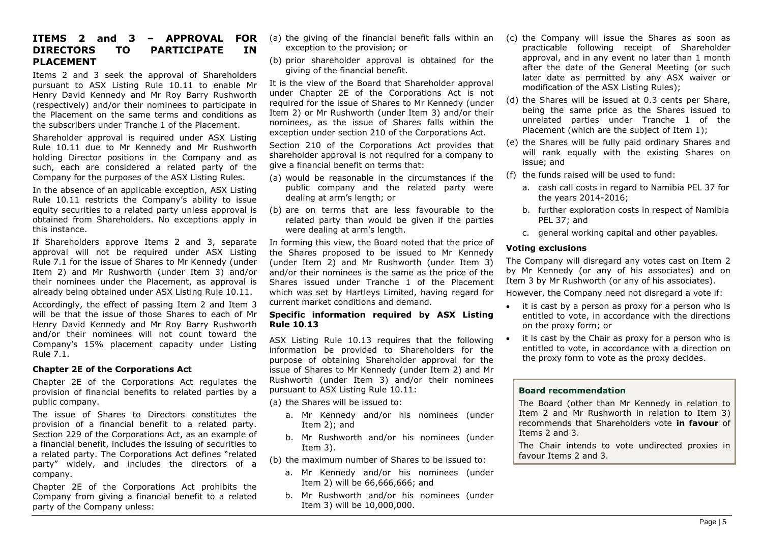## ITEMS 2 and 3 – APPROVAL FOR DIRECTORS TO PARTICIPATE IN PLACEMENT

Items 2 and 3 seek the approval of Shareholders pursuant to ASX Listing Rule 10.11 to enable Mr Henry David Kennedy and Mr Roy Barry Rushworth (respectively) and/or their nominees to participate in the Placement on the same terms and conditions as the subscribers under Tranche 1 of the Placement.

Shareholder approval is required under ASX Listing Rule 10.11 due to Mr Kennedy and Mr Rushworth holding Director positions in the Company and as such, each are considered a related party of the Company for the purposes of the ASX Listing Rules.

In the absence of an applicable exception, ASX Listing Rule 10.11 restricts the Company's ability to issue equity securities to a related party unless approval is obtained from Shareholders. No exceptions apply in this instance.

If Shareholders approve Items 2 and 3, separate approval will not be required under ASX Listing Rule 7.1 for the issue of Shares to Mr Kennedy (under Item 2) and Mr Rushworth (under Item 3) and/or their nominees under the Placement, as approval is already being obtained under ASX Listing Rule 10.11.

Accordingly, the effect of passing Item 2 and Item 3 will be that the issue of those Shares to each of Mr Henry David Kennedy and Mr Roy Barry Rushworth and/or their nominees will not count toward the Company's 15% placement capacity under Listing Rule 7.1.

### Chapter 2E of the Corporations Act

Chapter 2E of the Corporations Act regulates the provision of financial benefits to related parties by a public company.

The issue of Shares to Directors constitutes the provision of a financial benefit to a related party. Section 229 of the Corporations Act, as an example of a financial benefit, includes the issuing of securities to a related party. The Corporations Act defines "related party" widely, and includes the directors of a company.

Chapter 2E of the Corporations Act prohibits the Company from giving a financial benefit to a related party of the Company unless:

(a) the giving of the financial benefit falls within an exception to the provision; or

(b) prior shareholder approval is obtained for the giving of the financial benefit.

It is the view of the Board that Shareholder approval under Chapter 2E of the Corporations Act is not required for the issue of Shares to Mr Kennedy (under Item 2) or Mr Rushworth (under Item 3) and/or their nominees, as the issue of Shares falls within the exception under section 210 of the Corporations Act.

Section 210 of the Corporations Act provides that shareholder approval is not required for a company to give a financial benefit on terms that:

(a) would be reasonable in the circumstances if the public company and the related party were dealing at arm's length; or

(b) are on terms that are less favourable to the related party than would be given if the parties were dealing at arm's length.

In forming this view, the Board noted that the price of the Shares proposed to be issued to Mr Kennedy (under Item 2) and Mr Rushworth (under Item 3) and/or their nominees is the same as the price of the Shares issued under Tranche 1 of the Placement which was set by Hartleys Limited, having regard for current market conditions and demand.

### Specific information required by ASX Listing Rule 10.13

ASX Listing Rule 10.13 requires that the following information be provided to Shareholders for the purpose of obtaining Shareholder approval for the issue of Shares to Mr Kennedy (under Item 2) and Mr Rushworth (under Item 3) and/or their nominees pursuant to ASX Listing Rule 10.11:

(a) the Shares will be issued to:

   a. Mr Kennedy and/or his nominees (under Item 2); and

   b. Mr Rushworth and/or his nominees (under Item 3).

(b) the maximum number of Shares to be issued to:

   a. Mr Kennedy and/or his nominees (under Item 2) will be 66,666,666; and

   b. Mr Rushworth and/or his nominees (under Item 3) will be 10,000,000.

(c) the Company will issue the Shares as soon as practicable following receipt of Shareholder approval, and in any event no later than 1 month after the date of the General Meeting (or such later date as permitted by any ASX waiver or modification of the ASX Listing Rules);

(d) the Shares will be issued at 0.3 cents per Share, being the same price as the Shares issued to unrelated parties under Tranche 1 of the Placement (which are the subject of Item 1);

(e) the Shares will be fully paid ordinary Shares and will rank equally with the existing Shares on issue; and

(f) the funds raised will be used to fund:

   a. cash call costs in regard to Namibia PEL 37 for the years 2014-2016;

   b. further exploration costs in respect of Namibia PEL 37; and

   c. general working capital and other payables.

### Voting exclusions

The Company will disregard any votes cast on Item 2 by Mr Kennedy (or any of his associates) and on Item 3 by Mr Rushworth (or any of his associates).

However, the Company need not disregard a vote if:

- it is cast by a person as proxy for a person who is entitled to vote, in accordance with the directions on the proxy form; or
- it is cast by the Chair as proxy for a person who is entitled to vote, in accordance with a direction on the proxy form to vote as the proxy decides.

### Board recommendation

The Board (other than Mr Kennedy in relation to Item 2 and Mr Rushworth in relation to Item 3) recommends that Shareholders vote **in favour** of Items 2 and 3.

The Chair intends to vote undirected proxies in favour Items 2 and 3.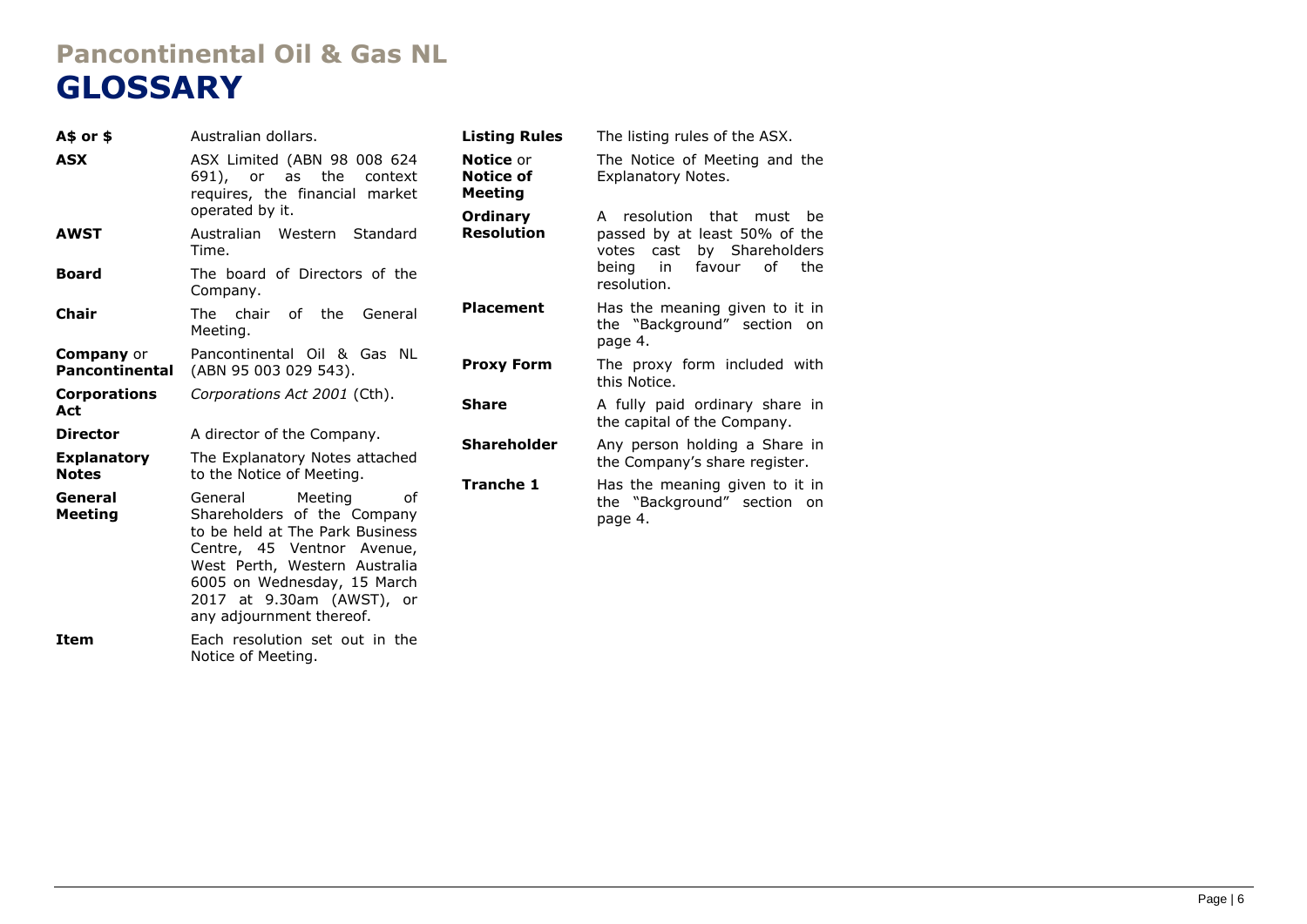# Pancontinental Oil & Gas NL

# GLOSSARY

| Term | Definition |
|---|---|
| **A$ or $** | Australian dollars. |
| **ASX** | ASX Limited (ABN 98 008 624 691), or as the context requires, the financial market operated by it. |
| **AWST** | Australian Western Standard Time. |
| **Board** | The board of Directors of the Company. |
| **Chair** | The chair of the General Meeting. |
| **Company** or **Pancontinental** | Pancontinental Oil & Gas NL (ABN 95 003 029 543). |
| **Corporations Act** | *Corporations Act 2001* (Cth). |
| **Director** | A director of the Company. |
| **Explanatory Notes** | The Explanatory Notes attached to the Notice of Meeting. |
| **General Meeting** | General Meeting of Shareholders of the Company to be held at The Park Business Centre, 45 Ventnor Avenue, West Perth, Western Australia 6005 on Wednesday, 15 March 2017 at 9.30am (AWST), or any adjournment thereof. |
| **Item** | Each resolution set out in the Notice of Meeting. |
| **Listing Rules** | The listing rules of the ASX. |
| **Notice** or **Notice of Meeting** | The Notice of Meeting and the Explanatory Notes. |
| **Ordinary Resolution** | A resolution that must be passed by at least 50% of the votes cast by Shareholders being in favour of the resolution. |
| **Placement** | Has the meaning given to it in the "Background" section on page 4. |
| **Proxy Form** | The proxy form included with this Notice. |
| **Share** | A fully paid ordinary share in the capital of the Company. |
| **Shareholder** | Any person holding a Share in the Company's share register. |
| **Tranche 1** | Has the meaning given to it in the "Background" section on page 4. |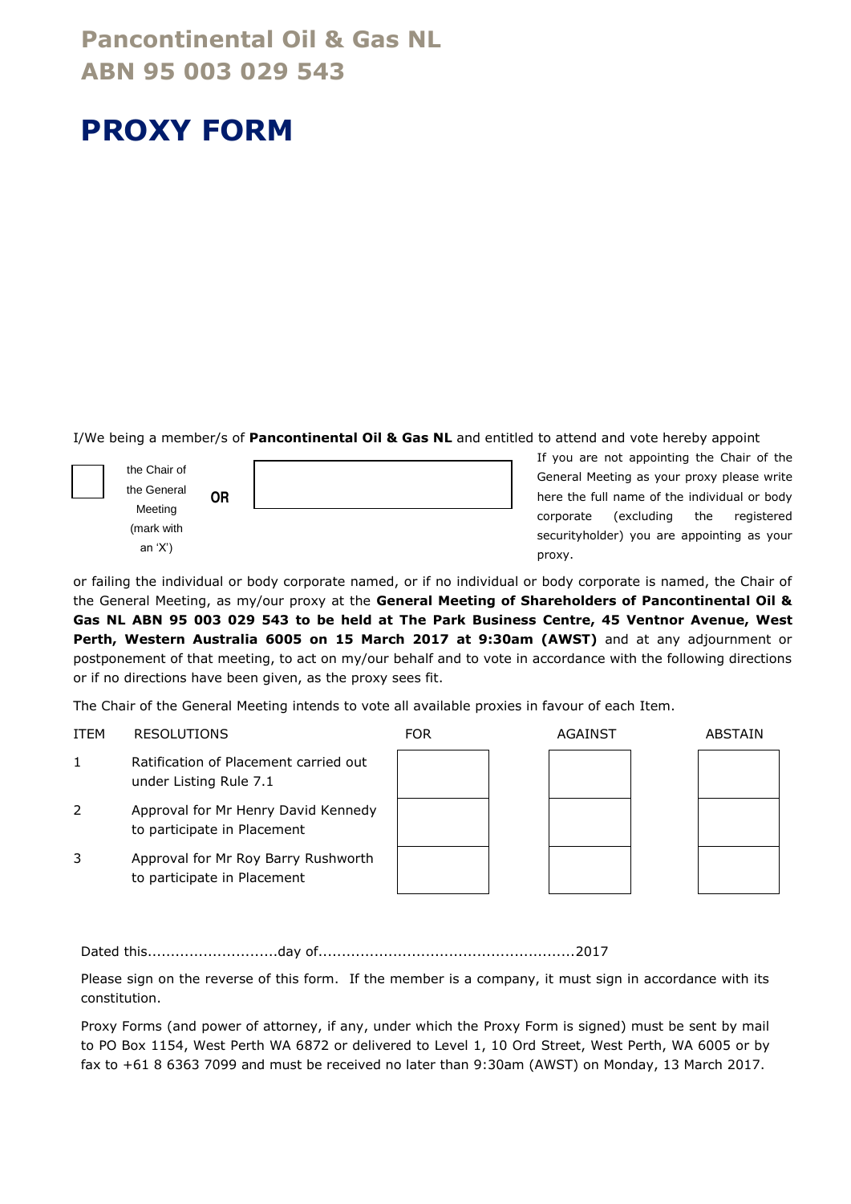# Pancontinental Oil & Gas NL
# ABN 95 003 029 543

# PROXY FORM

I/We being a member/s of **Pancontinental Oil & Gas NL** and entitled to attend and vote hereby appoint

☐ the Chair of the General Meeting (mark with an 'X') **OR** ________________

If you are not appointing the Chair of the General Meeting as your proxy please write here the full name of the individual or body corporate (excluding the registered securityholder) you are appointing as your proxy.

or failing the individual or body corporate named, or if no individual or body corporate is named, the Chair of the General Meeting, as my/our proxy at the **General Meeting of Shareholders of Pancontinental Oil & Gas NL ABN 95 003 029 543 to be held at The Park Business Centre, 45 Ventnor Avenue, West Perth, Western Australia 6005 on 15 March 2017 at 9:30am (AWST)** and at any adjournment or postponement of that meeting, to act on my/our behalf and to vote in accordance with the following directions or if no directions have been given, as the proxy sees fit.

The Chair of the General Meeting intends to vote all available proxies in favour of each Item.

| ITEM | RESOLUTIONS | FOR | AGAINST | ABSTAIN |
|---|---|---|---|---|
| 1 | Ratification of Placement carried out under Listing Rule 7.1 | | | |
| 2 | Approval for Mr Henry David Kennedy to participate in Placement | | | |
| 3 | Approval for Mr Roy Barry Rushworth to participate in Placement | | | |

Dated this............................day of.......................................................2017

Please sign on the reverse of this form. If the member is a company, it must sign in accordance with its constitution.

Proxy Forms (and power of attorney, if any, under which the Proxy Form is signed) must be sent by mail to PO Box 1154, West Perth WA 6872 or delivered to Level 1, 10 Ord Street, West Perth, WA 6005 or by fax to +61 8 6363 7099 and must be received no later than 9:30am (AWST) on Monday, 13 March 2017.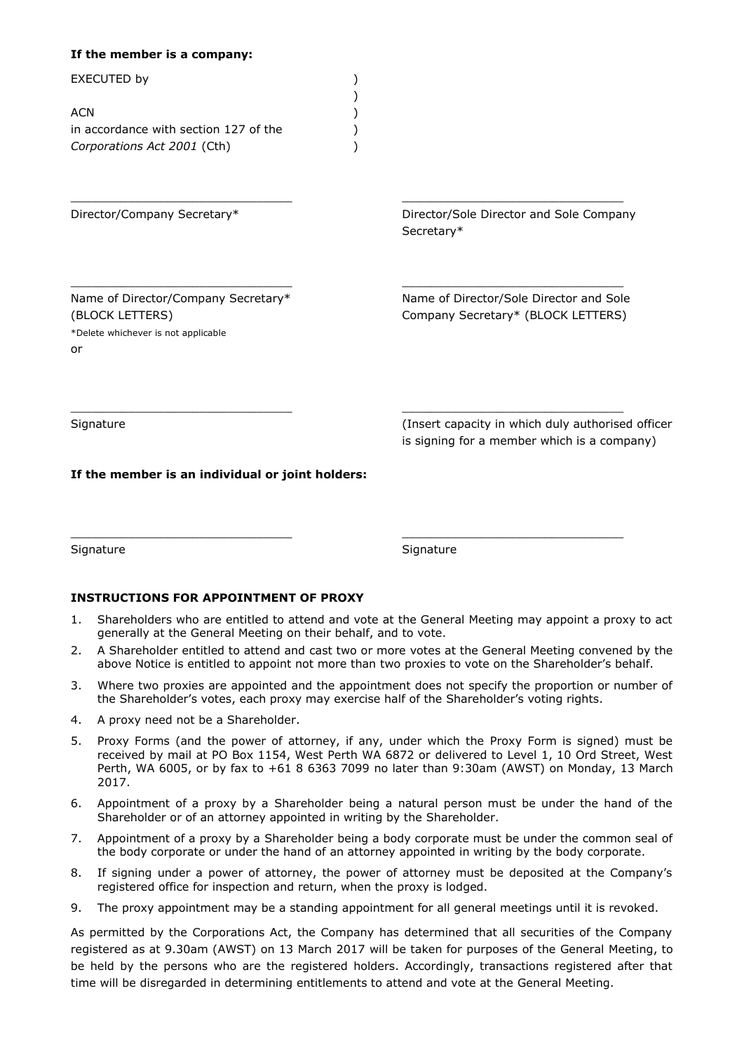**If the member is a company:**

EXECUTED by )
)
ACN )
in accordance with section 127 of the )
*Corporations Act 2001* (Cth) )

\_\_\_\_\_\_\_\_\_\_\_\_\_\_\_\_\_\_\_\_\_\_\_\_\_\_\_\_\_\_

Director/Company Secretary*

\_\_\_\_\_\_\_\_\_\_\_\_\_\_\_\_\_\_\_\_\_\_\_\_\_\_\_\_\_\_

Director/Sole Director and Sole Company Secretary*

\_\_\_\_\_\_\_\_\_\_\_\_\_\_\_\_\_\_\_\_\_\_\_\_\_\_\_\_\_\_

Name of Director/Company Secretary* (BLOCK LETTERS)

\_\_\_\_\_\_\_\_\_\_\_\_\_\_\_\_\_\_\_\_\_\_\_\_\_\_\_\_\_\_

Name of Director/Sole Director and Sole Company Secretary* (BLOCK LETTERS)

*Delete whichever is not applicable

or

\_\_\_\_\_\_\_\_\_\_\_\_\_\_\_\_\_\_\_\_\_\_\_\_\_\_\_\_\_\_

Signature

\_\_\_\_\_\_\_\_\_\_\_\_\_\_\_\_\_\_\_\_\_\_\_\_\_\_\_\_\_\_

(Insert capacity in which duly authorised officer is signing for a member which is a company)

**If the member is an individual or joint holders:**

\_\_\_\_\_\_\_\_\_\_\_\_\_\_\_\_\_\_\_\_\_\_\_\_\_\_\_\_\_\_

Signature

\_\_\_\_\_\_\_\_\_\_\_\_\_\_\_\_\_\_\_\_\_\_\_\_\_\_\_\_\_\_

Signature

**INSTRUCTIONS FOR APPOINTMENT OF PROXY**

1. Shareholders who are entitled to attend and vote at the General Meeting may appoint a proxy to act generally at the General Meeting on their behalf, and to vote.
2. A Shareholder entitled to attend and cast two or more votes at the General Meeting convened by the above Notice is entitled to appoint not more than two proxies to vote on the Shareholder's behalf.
3. Where two proxies are appointed and the appointment does not specify the proportion or number of the Shareholder's votes, each proxy may exercise half of the Shareholder's voting rights.
4. A proxy need not be a Shareholder.
5. Proxy Forms (and the power of attorney, if any, under which the Proxy Form is signed) must be received by mail at PO Box 1154, West Perth WA 6872 or delivered to Level 1, 10 Ord Street, West Perth, WA 6005, or by fax to +61 8 6363 7099 no later than 9:30am (AWST) on Monday, 13 March 2017.
6. Appointment of a proxy by a Shareholder being a natural person must be under the hand of the Shareholder or of an attorney appointed in writing by the Shareholder.
7. Appointment of a proxy by a Shareholder being a body corporate must be under the common seal of the body corporate or under the hand of an attorney appointed in writing by the body corporate.
8. If signing under a power of attorney, the power of attorney must be deposited at the Company's registered office for inspection and return, when the proxy is lodged.
9. The proxy appointment may be a standing appointment for all general meetings until it is revoked.

As permitted by the Corporations Act, the Company has determined that all securities of the Company registered as at 9.30am (AWST) on 13 March 2017 will be taken for purposes of the General Meeting, to be held by the persons who are the registered holders. Accordingly, transactions registered after that time will be disregarded in determining entitlements to attend and vote at the General Meeting.